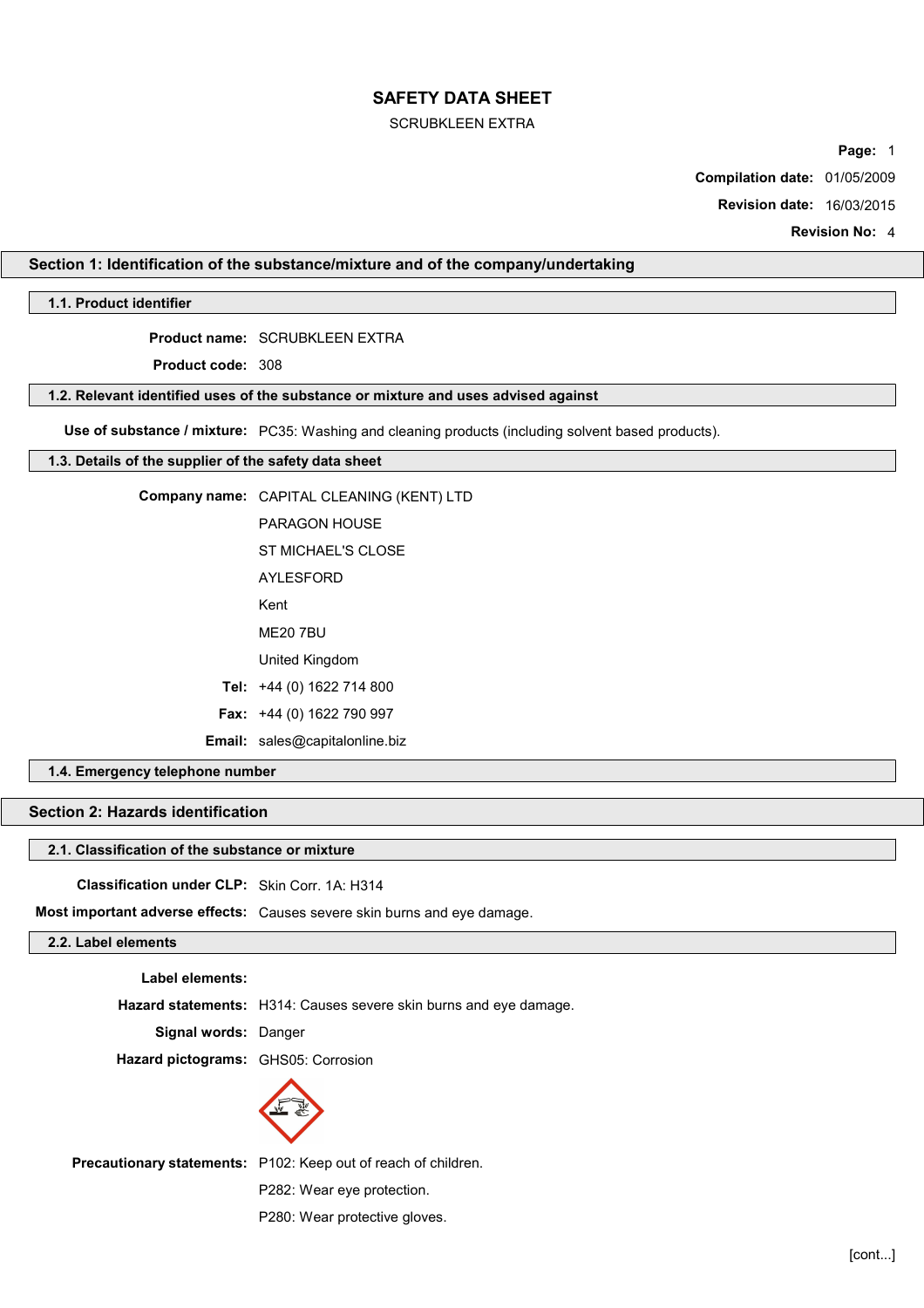# SAFETY DATA SHEET

SCRUBKLEEN EXTRA

**Compilation date:** 01/05/2009

**Revision date:** 16/03/2015

**Revision No:** 4

## Section 1: Identification of the substance/mixture and of the company/undertaking

### 1.1. Product identifier

**Product name:** SCRUBKLEEN EXTRA

**Product code:** 308

### 1.2. Relevant identified uses of the substance or mixture and uses advised against

**Use of substance / mixture:** PC35: Washing and cleaning products (including solvent based products).

### 1.3. Details of the supplier of the safety data sheet

**Company name:** CAPITAL CLEANING (KENT) LTD

PARAGON HOUSE

ST MICHAEL'S CLOSE

AYLESFORD

Kent

ME20 7BU

United Kingdom

**Tel:** +44 (0) 1622 714 800

**Fax:** +44 (0) 1622 790 997

**Email:** sales@capitalonline.biz

### 1.4. Emergency telephone number

## Section 2: Hazards identification

### 2.1. Classification of the substance or mixture

**Classification under CLP:** Skin Corr. 1A: H314

**Most important adverse effects:** Causes severe skin burns and eye damage.

### 2.2. Label elements

**Label elements:**

**Hazard statements:** H314: Causes severe skin burns and eye damage.

**Signal words:** Danger

**Hazard pictograms:** GHS05: Corrosion

**Precautionary statements:** P102: Keep out of reach of children.

P282: Wear eye protection.

P280: Wear protective gloves.

[cont...]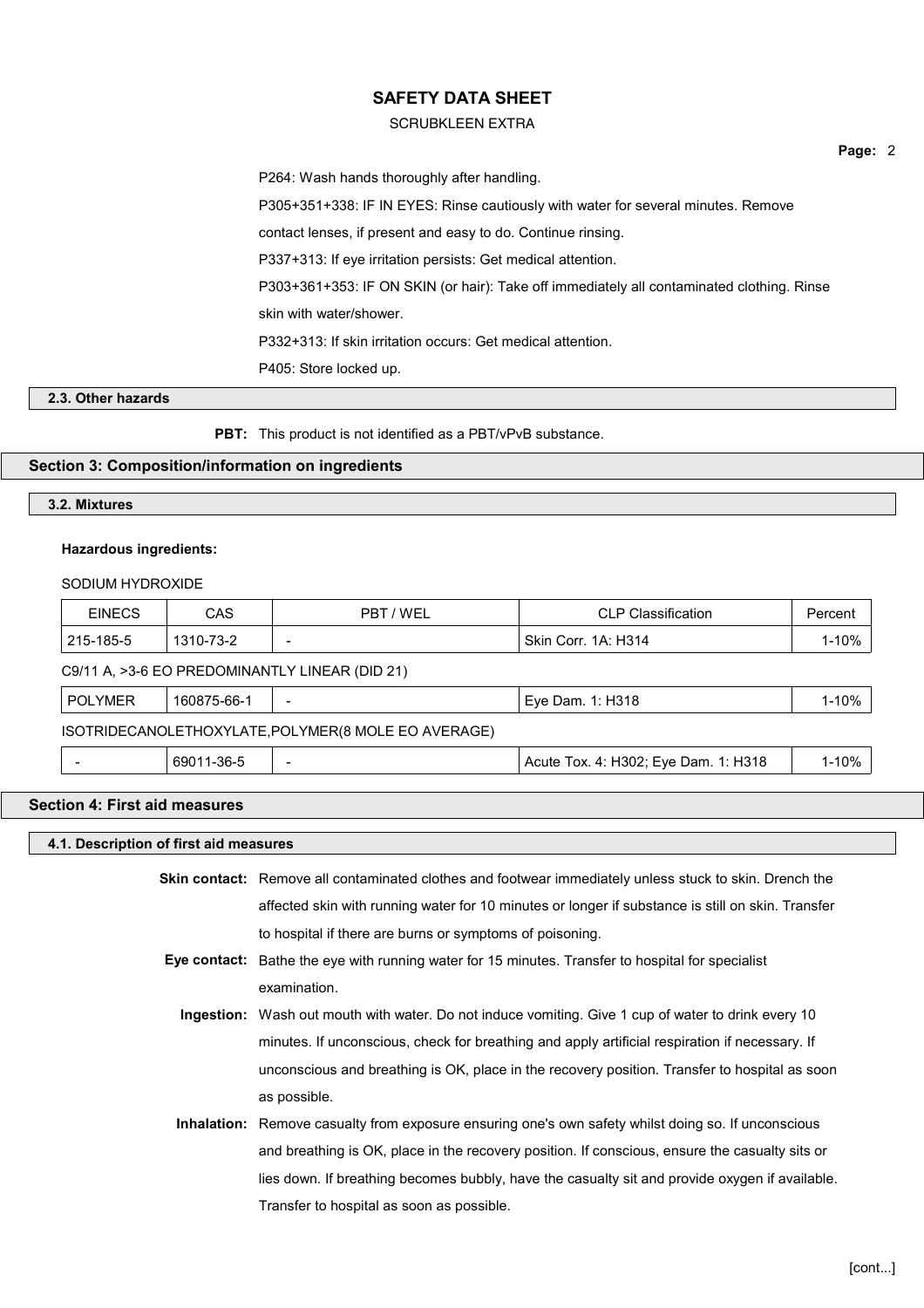P264: Wash hands thoroughly after handling.

P305+351+338: IF IN EYES: Rinse cautiously with water for several minutes. Remove contact lenses, if present and easy to do. Continue rinsing.

P337+313: If eye irritation persists: Get medical attention.

P303+361+353: IF ON SKIN (or hair): Take off immediately all contaminated clothing. Rinse skin with water/shower.

P332+313: If skin irritation occurs: Get medical attention.

P405: Store locked up.

### 2.3. Other hazards

**PBT:** This product is not identified as a PBT/vPvB substance.

## Section 3: Composition/information on ingredients

### 3.2. Mixtures

**Hazardous ingredients:**

SODIUM HYDROXIDE

| EINECS | CAS | PBT / WEL | CLP Classification | Percent |
|---|---|---|---|---|
| 215-185-5 | 1310-73-2 | - | Skin Corr. 1A: H314 | 1-10% |

C9/11 A, >3-6 EO PREDOMINANTLY LINEAR (DID 21)

| EINECS | CAS | PBT / WEL | CLP Classification | Percent |
|---|---|---|---|---|
| POLYMER | 160875-66-1 | - | Eye Dam. 1: H318 | 1-10% |

ISOTRIDECANOLETHOXYLATE,POLYMER(8 MOLE EO AVERAGE)

| EINECS | CAS | PBT / WEL | CLP Classification | Percent |
|---|---|---|---|---|
| - | 69011-36-5 | - | Acute Tox. 4: H302; Eye Dam. 1: H318 | 1-10% |

## Section 4: First aid measures

### 4.1. Description of first aid measures

**Skin contact:** Remove all contaminated clothes and footwear immediately unless stuck to skin. Drench the affected skin with running water for 10 minutes or longer if substance is still on skin. Transfer to hospital if there are burns or symptoms of poisoning.

**Eye contact:** Bathe the eye with running water for 15 minutes. Transfer to hospital for specialist examination.

**Ingestion:** Wash out mouth with water. Do not induce vomiting. Give 1 cup of water to drink every 10 minutes. If unconscious, check for breathing and apply artificial respiration if necessary. If unconscious and breathing is OK, place in the recovery position. Transfer to hospital as soon as possible.

**Inhalation:** Remove casualty from exposure ensuring one's own safety whilst doing so. If unconscious and breathing is OK, place in the recovery position. If conscious, ensure the casualty sits or lies down. If breathing becomes bubbly, have the casualty sit and provide oxygen if available. Transfer to hospital as soon as possible.

[cont...]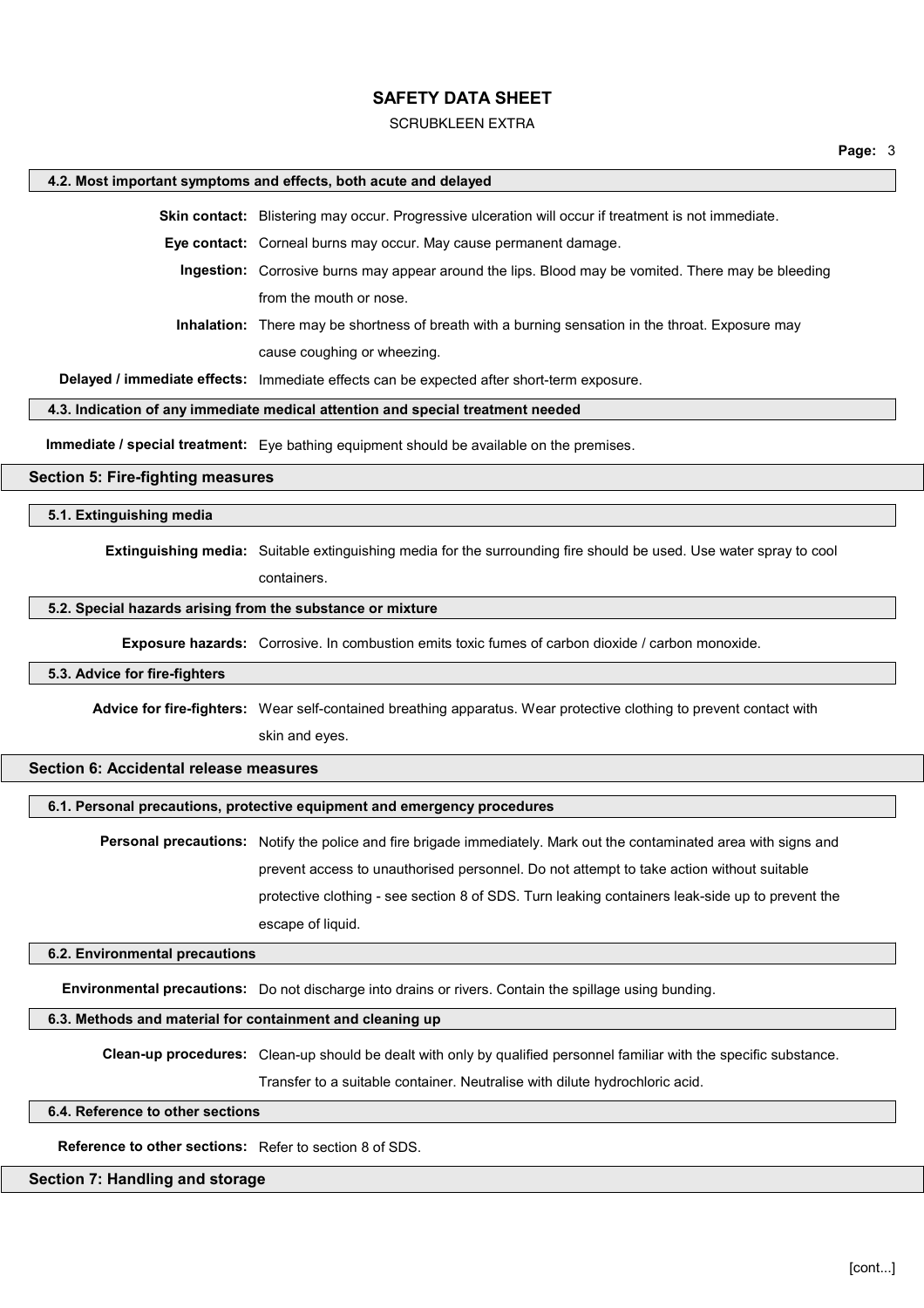### 4.2. Most important symptoms and effects, both acute and delayed

**Skin contact:** Blistering may occur. Progressive ulceration will occur if treatment is not immediate.

**Eye contact:** Corneal burns may occur. May cause permanent damage.

**Ingestion:** Corrosive burns may appear around the lips. Blood may be vomited. There may be bleeding from the mouth or nose.

**Inhalation:** There may be shortness of breath with a burning sensation in the throat. Exposure may cause coughing or wheezing.

**Delayed / immediate effects:** Immediate effects can be expected after short-term exposure.

### 4.3. Indication of any immediate medical attention and special treatment needed

**Immediate / special treatment:** Eye bathing equipment should be available on the premises.

## Section 5: Fire-fighting measures

### 5.1. Extinguishing media

**Extinguishing media:** Suitable extinguishing media for the surrounding fire should be used. Use water spray to cool containers.

### 5.2. Special hazards arising from the substance or mixture

**Exposure hazards:** Corrosive. In combustion emits toxic fumes of carbon dioxide / carbon monoxide.

### 5.3. Advice for fire-fighters

**Advice for fire-fighters:** Wear self-contained breathing apparatus. Wear protective clothing to prevent contact with skin and eyes.

## Section 6: Accidental release measures

### 6.1. Personal precautions, protective equipment and emergency procedures

**Personal precautions:** Notify the police and fire brigade immediately. Mark out the contaminated area with signs and prevent access to unauthorised personnel. Do not attempt to take action without suitable protective clothing - see section 8 of SDS. Turn leaking containers leak-side up to prevent the escape of liquid.

### 6.2. Environmental precautions

**Environmental precautions:** Do not discharge into drains or rivers. Contain the spillage using bunding.

### 6.3. Methods and material for containment and cleaning up

**Clean-up procedures:** Clean-up should be dealt with only by qualified personnel familiar with the specific substance. Transfer to a suitable container. Neutralise with dilute hydrochloric acid.

### 6.4. Reference to other sections

**Reference to other sections:** Refer to section 8 of SDS.

## Section 7: Handling and storage

[cont...]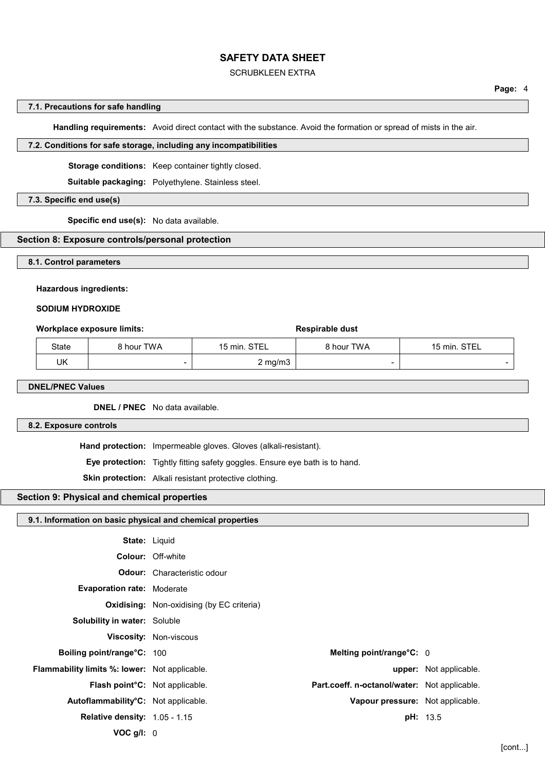### 7.1. Precautions for safe handling

**Handling requirements:** Avoid direct contact with the substance. Avoid the formation or spread of mists in the air.

### 7.2. Conditions for safe storage, including any incompatibilities

**Storage conditions:** Keep container tightly closed.

**Suitable packaging:** Polyethylene. Stainless steel.

### 7.3. Specific end use(s)

**Specific end use(s):** No data available.

## Section 8: Exposure controls/personal protection

### 8.1. Control parameters

**Hazardous ingredients:**

**SODIUM HYDROXIDE**

| **Workplace exposure limits:** | | | **Respirable dust** | |
|---|---|---|---|---|
| State | 8 hour TWA | 15 min. STEL | 8 hour TWA | 15 min. STEL |
| UK | - | 2 mg/m3 | - | - |

### DNEL/PNEC Values

**DNEL / PNEC** No data available.

### 8.2. Exposure controls

**Hand protection:** Impermeable gloves. Gloves (alkali-resistant).

**Eye protection:** Tightly fitting safety goggles. Ensure eye bath is to hand.

**Skin protection:** Alkali resistant protective clothing.

## Section 9: Physical and chemical properties

### 9.1. Information on basic physical and chemical properties

**State:** Liquid

**Colour:** Off-white

**Odour:** Characteristic odour

**Evaporation rate:** Moderate

**Oxidising:** Non-oxidising (by EC criteria)

**Solubility in water:** Soluble

**Viscosity:** Non-viscous

**Boiling point/range°C:** 100

**Melting point/range°C:** 0

**Flammability limits %: lower:** Not applicable.

**upper:** Not applicable.

**Flash point°C:** Not applicable.

**Part.coeff. n-octanol/water:** Not applicable.

**Autoflammability°C:** Not applicable.

**Vapour pressure:** Not applicable.

**Relative density:** 1.05 - 1.15

**pH:** 13.5

**VOC g/l:** 0

[cont...]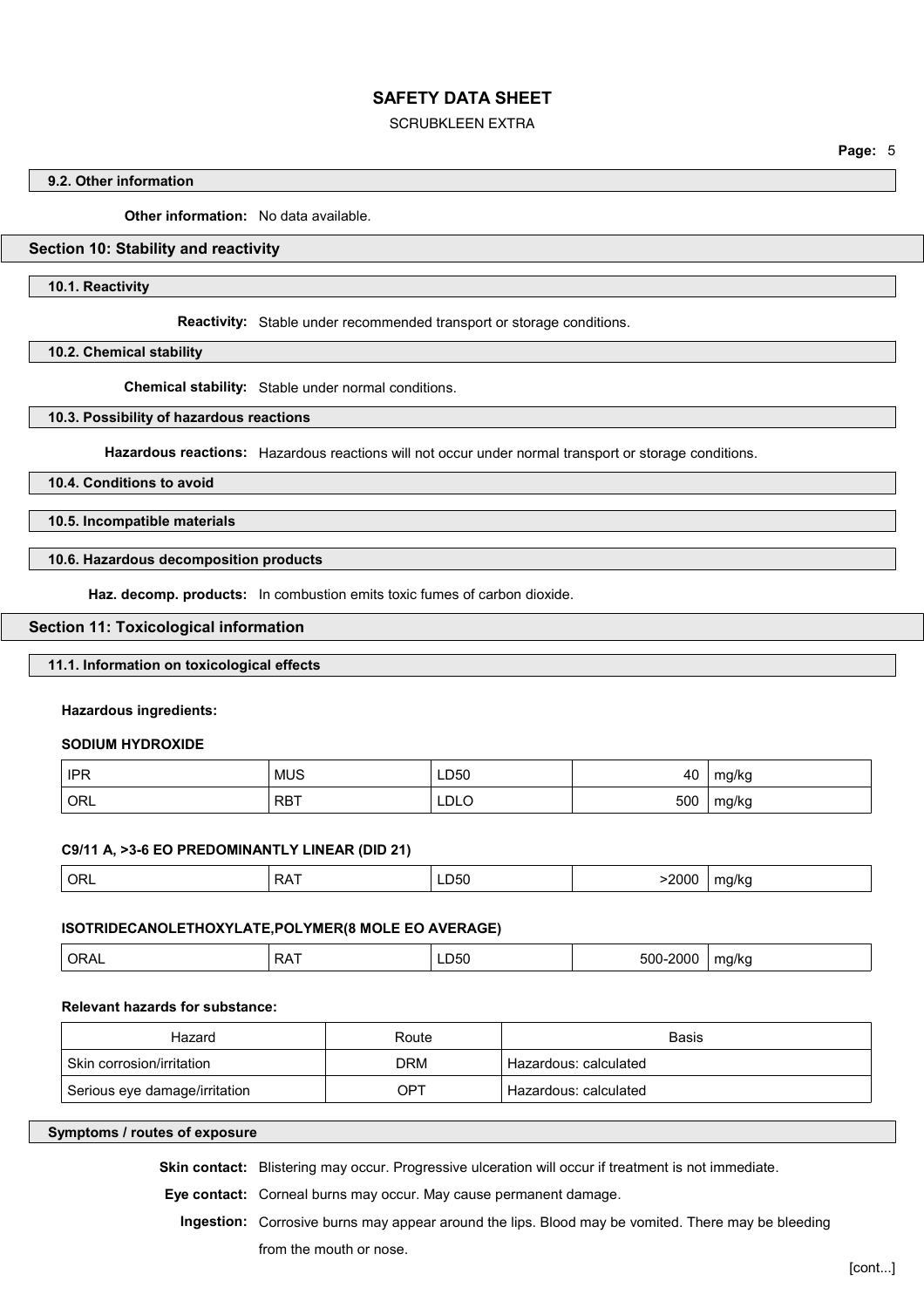#### 9.2. Other information

**Other information:** No data available.

## Section 10: Stability and reactivity

#### 10.1. Reactivity

**Reactivity:** Stable under recommended transport or storage conditions.

#### 10.2. Chemical stability

**Chemical stability:** Stable under normal conditions.

#### 10.3. Possibility of hazardous reactions

**Hazardous reactions:** Hazardous reactions will not occur under normal transport or storage conditions.

#### 10.4. Conditions to avoid

#### 10.5. Incompatible materials

#### 10.6. Hazardous decomposition products

**Haz. decomp. products:** In combustion emits toxic fumes of carbon dioxide.

## Section 11: Toxicological information

#### 11.1. Information on toxicological effects

**Hazardous ingredients:**

**SODIUM HYDROXIDE**

| | | | | |
|---|---|---|---|---|
| IPR | MUS | LD50 | 40 | mg/kg |
| ORL | RBT | LDLO | 500 | mg/kg |

**C9/11 A, >3-6 EO PREDOMINANTLY LINEAR (DID 21)**

| | | | | |
|---|---|---|---|---|
| ORL | RAT | LD50 | >2000 | mg/kg |

**ISOTRIDECANOLETHOXYLATE,POLYMER(8 MOLE EO AVERAGE)**

| | | | | |
|---|---|---|---|---|
| ORAL | RAT | LD50 | 500-2000 | mg/kg |

**Relevant hazards for substance:**

| Hazard | Route | Basis |
|---|---|---|
| Skin corrosion/irritation | DRM | Hazardous: calculated |
| Serious eye damage/irritation | OPT | Hazardous: calculated |

#### Symptoms / routes of exposure

**Skin contact:** Blistering may occur. Progressive ulceration will occur if treatment is not immediate.

**Eye contact:** Corneal burns may occur. May cause permanent damage.

**Ingestion:** Corrosive burns may appear around the lips. Blood may be vomited. There may be bleeding from the mouth or nose.

[cont...]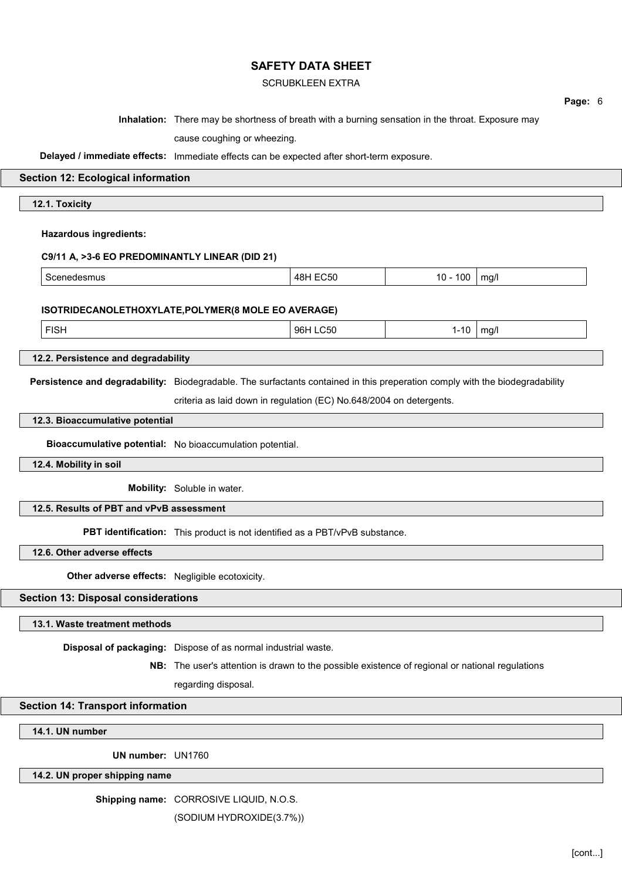**Inhalation:** There may be shortness of breath with a burning sensation in the throat. Exposure may cause coughing or wheezing.

**Delayed / immediate effects:** Immediate effects can be expected after short-term exposure.

## Section 12: Ecological information

### 12.1. Toxicity

**Hazardous ingredients:**

**C9/11 A, >3-6 EO PREDOMINANTLY LINEAR (DID 21)**

| | | | |
|---|---|---|---|
| Scenedesmus | 48H EC50 | 10 - 100 | mg/l |

**ISOTRIDECANOLETHOXYLATE,POLYMER(8 MOLE EO AVERAGE)**

| | | | |
|---|---|---|---|
| FISH | 96H LC50 | 1-10 | mg/l |

### 12.2. Persistence and degradability

**Persistence and degradability:** Biodegradable. The surfactants contained in this preperation comply with the biodegradability criteria as laid down in regulation (EC) No.648/2004 on detergents.

### 12.3. Bioaccumulative potential

**Bioaccumulative potential:** No bioaccumulation potential.

### 12.4. Mobility in soil

**Mobility:** Soluble in water.

### 12.5. Results of PBT and vPvB assessment

**PBT identification:** This product is not identified as a PBT/vPvB substance.

### 12.6. Other adverse effects

**Other adverse effects:** Negligible ecotoxicity.

## Section 13: Disposal considerations

### 13.1. Waste treatment methods

**Disposal of packaging:** Dispose of as normal industrial waste.

**NB:** The user's attention is drawn to the possible existence of regional or national regulations regarding disposal.

## Section 14: Transport information

### 14.1. UN number

**UN number:** UN1760

### 14.2. UN proper shipping name

**Shipping name:** CORROSIVE LIQUID, N.O.S. (SODIUM HYDROXIDE(3.7%))

[cont...]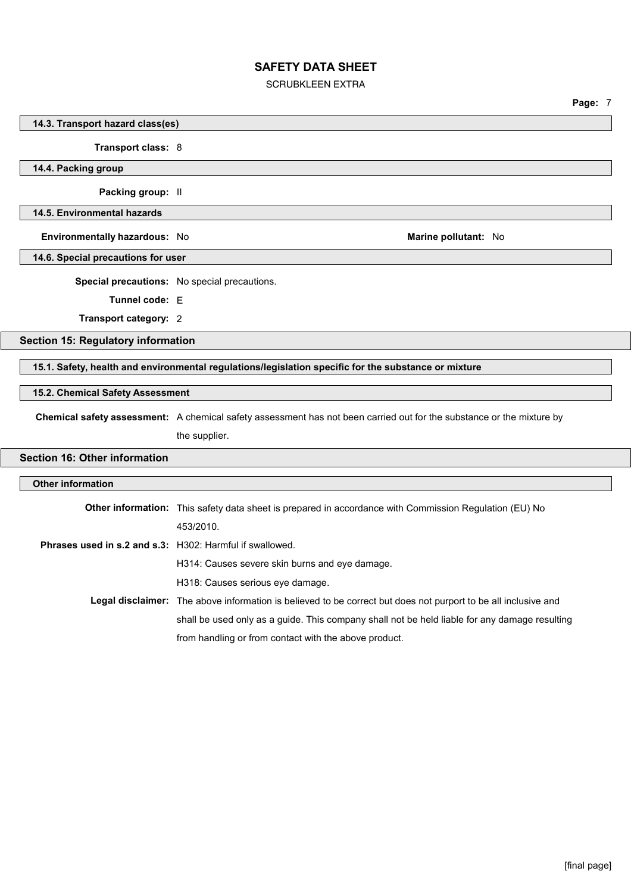### 14.3. Transport hazard class(es)

**Transport class:** 8

### 14.4. Packing group

**Packing group:** II

### 14.5. Environmental hazards

**Environmentally hazardous:** No

**Marine pollutant:** No

### 14.6. Special precautions for user

**Special precautions:** No special precautions.

**Tunnel code:** E

**Transport category:** 2

## Section 15: Regulatory information

### 15.1. Safety, health and environmental regulations/legislation specific for the substance or mixture

### 15.2. Chemical Safety Assessment

**Chemical safety assessment:** A chemical safety assessment has not been carried out for the substance or the mixture by the supplier.

## Section 16: Other information

### Other information

**Other information:** This safety data sheet is prepared in accordance with Commission Regulation (EU) No 453/2010.

**Phrases used in s.2 and s.3:** H302: Harmful if swallowed.

H314: Causes severe skin burns and eye damage.

H318: Causes serious eye damage.

**Legal disclaimer:** The above information is believed to be correct but does not purport to be all inclusive and shall be used only as a guide. This company shall not be held liable for any damage resulting from handling or from contact with the above product.

[final page]